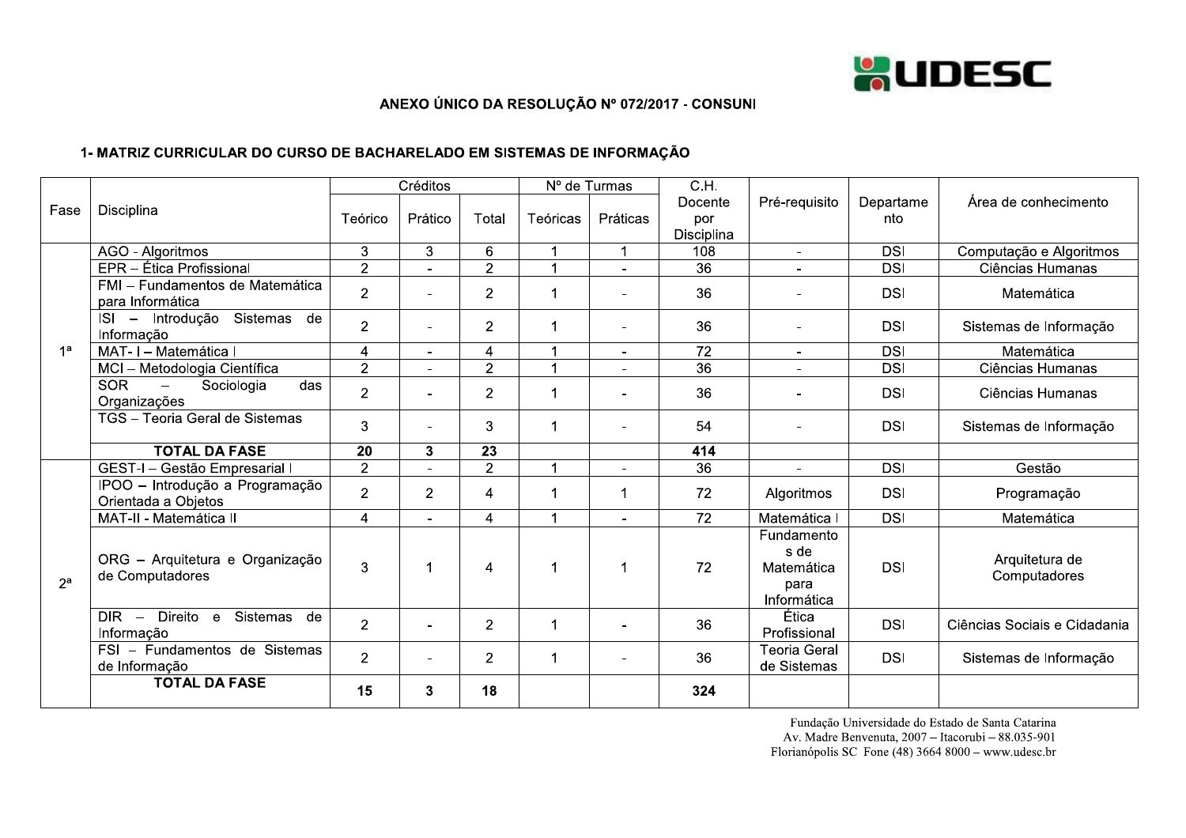ANEXO ÚNICO DA RESOLUÇÃO Nº 072/2017 - CONSUNI

## 1- MATRIZ CURRICULAR DO CURSO DE BACHARELADO EM SISTEMAS DE INFORMAÇÃO

| Fase | Disciplina | Créditos | | | Nº de Turmas | | C.H. Docente por Disciplina | Pré-requisito | Departamento | Área de conhecimento |
|---|---|---|---|---|---|---|---|---|---|---|
| | | Teórico | Prático | Total | Teóricas | Práticas | | | | |
| 1ª | AGO - Algoritmos | 3 | 3 | 6 | 1 | 1 | 108 | - | DSI | Computação e Algoritmos |
| | EPR – Ética Profissional | 2 | - | 2 | 1 | - | 36 | - | DSI | Ciências Humanas |
| | FMI – Fundamentos de Matemática para Informática | 2 | - | 2 | 1 | - | 36 | - | DSI | Matemática |
| | ISI – Introdução Sistemas de Informação | 2 | - | 2 | 1 | - | 36 | - | DSI | Sistemas de Informação |
| | MAT- I – Matemática I | 4 | - | 4 | 1 | - | 72 | - | DSI | Matemática |
| | MCI – Metodologia Científica | 2 | - | 2 | 1 | - | 36 | - | DSI | Ciências Humanas |
| | SOR – Sociologia das Organizações | 2 | - | 2 | 1 | - | 36 | - | DSI | Ciências Humanas |
| | TGS – Teoria Geral de Sistemas | 3 | - | 3 | 1 | - | 54 | - | DSI | Sistemas de Informação |
| | **TOTAL DA FASE** | **20** | **3** | **23** | | | **414** | | | |
| 2ª | GEST-I – Gestão Empresarial I | 2 | - | 2 | 1 | - | 36 | - | DSI | Gestão |
| | IPOO – Introdução a Programação Orientada a Objetos | 2 | 2 | 4 | 1 | 1 | 72 | Algoritmos | DSI | Programação |
| | MAT-II - Matemática II | 4 | - | 4 | 1 | - | 72 | Matemática I | DSI | Matemática |
| | ORG – Arquitetura e Organização de Computadores | 3 | 1 | 4 | 1 | 1 | 72 | Fundamentos de Matemática para Informática | DSI | Arquitetura de Computadores |
| | DIR – Direito e Sistemas de Informação | 2 | - | 2 | 1 | - | 36 | Ética Profissional | DSI | Ciências Sociais e Cidadania |
| | FSI – Fundamentos de Sistemas de Informação | 2 | - | 2 | 1 | - | 36 | Teoria Geral de Sistemas | DSI | Sistemas de Informação |
| | **TOTAL DA FASE** | **15** | **3** | **18** | | | **324** | | | |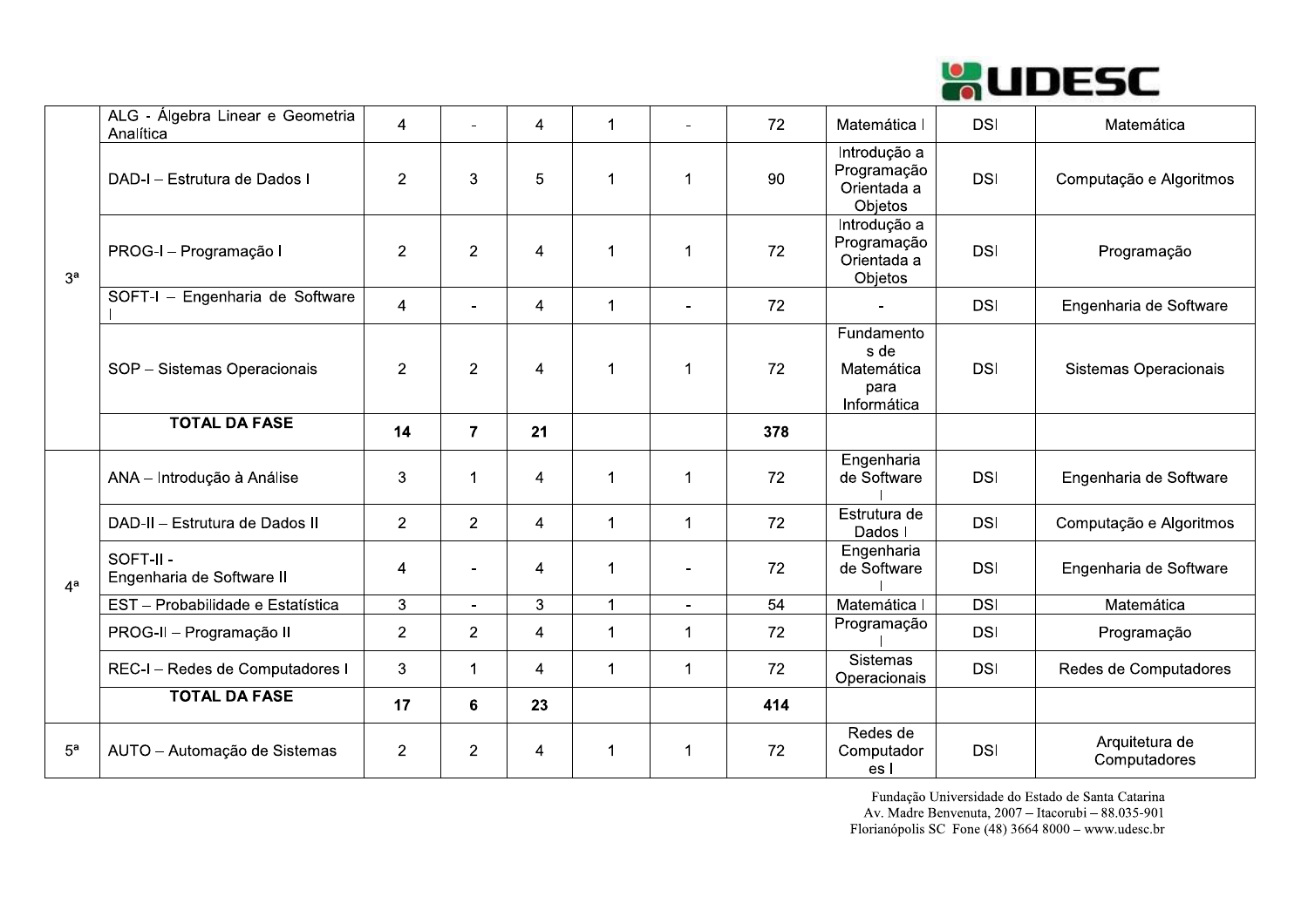| | | | | | | | | | | |
|---|---|---|---|---|---|---|---|---|---|---|
| 3ª | ALG - Álgebra Linear e Geometria Analítica | 4 | - | 4 | 1 | - | 72 | Matemática I | DSI | Matemática |
| | DAD-I – Estrutura de Dados I | 2 | 3 | 5 | 1 | 1 | 90 | Introdução a Programação Orientada a Objetos | DSI | Computação e Algoritmos |
| | PROG-I – Programação I | 2 | 2 | 4 | 1 | 1 | 72 | Introdução a Programação Orientada a Objetos | DSI | Programação |
| | SOFT-I – Engenharia de Software I | 4 | - | 4 | 1 | - | 72 | - | DSI | Engenharia de Software |
| | SOP – Sistemas Operacionais | 2 | 2 | 4 | 1 | 1 | 72 | Fundamentos de Matemática para Informática | DSI | Sistemas Operacionais |
| | **TOTAL DA FASE** | **14** | **7** | **21** | | | **378** | | | |
| 4ª | ANA – Introdução à Análise | 3 | 1 | 4 | 1 | 1 | 72 | Engenharia de Software I | DSI | Engenharia de Software |
| | DAD-II – Estrutura de Dados II | 2 | 2 | 4 | 1 | 1 | 72 | Estrutura de Dados I | DSI | Computação e Algoritmos |
| | SOFT-II - Engenharia de Software II | 4 | - | 4 | 1 | - | 72 | Engenharia de Software I | DSI | Engenharia de Software |
| | EST – Probabilidade e Estatística | 3 | - | 3 | 1 | - | 54 | Matemática I | DSI | Matemática |
| | PROG-II – Programação II | 2 | 2 | 4 | 1 | 1 | 72 | Programação I | DSI | Programação |
| | REC-I – Redes de Computadores I | 3 | 1 | 4 | 1 | 1 | 72 | Sistemas Operacionais | DSI | Redes de Computadores |
| | **TOTAL DA FASE** | **17** | **6** | **23** | | | **414** | | | |
| 5ª | AUTO – Automação de Sistemas | 2 | 2 | 4 | 1 | 1 | 72 | Redes de Computadores I | DSI | Arquitetura de Computadores |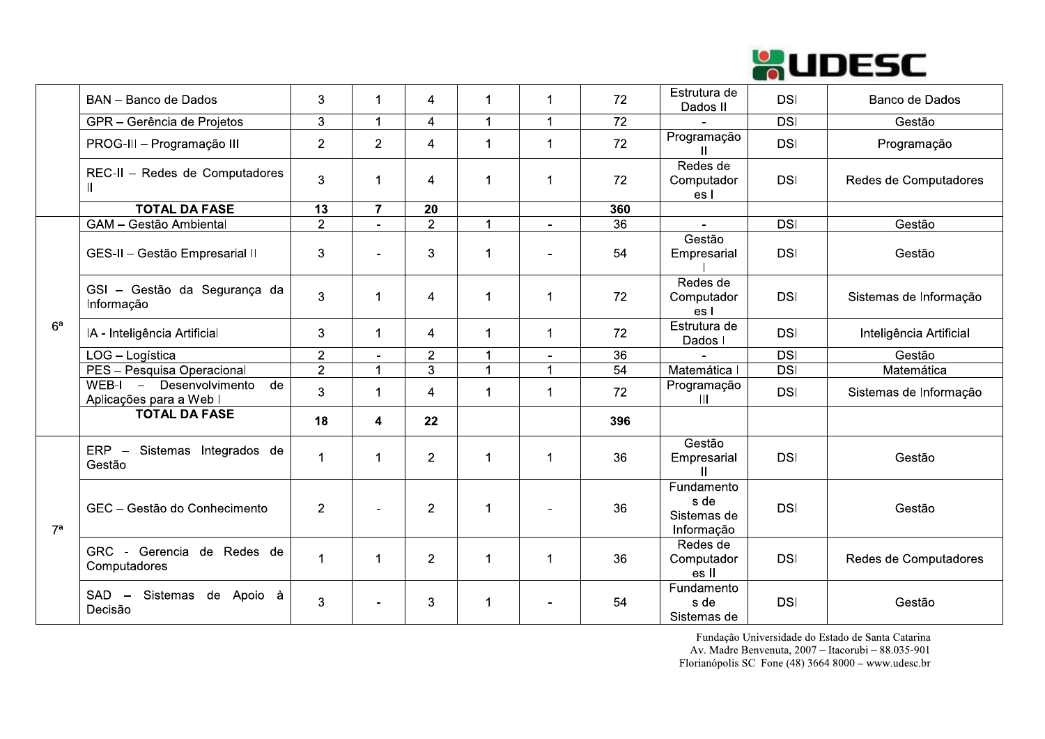| | | | | | | | | | |
|---|---|---|---|---|---|---|---|---|---|
| | BAN – Banco de Dados | 3 | 1 | 4 | 1 | 1 | 72 | Estrutura de Dados II | DSI | Banco de Dados |
| | GPR – Gerência de Projetos | 3 | 1 | 4 | 1 | 1 | 72 | - | DSI | Gestão |
| | PROG-III – Programação III | 2 | 2 | 4 | 1 | 1 | 72 | Programação II | DSI | Programação |
| | REC-II – Redes de Computadores II | 3 | 1 | 4 | 1 | 1 | 72 | Redes de Computadores I | DSI | Redes de Computadores |
| | **TOTAL DA FASE** | **13** | **7** | **20** | | | **360** | | | |
| 6ª | GAM – Gestão Ambiental | 2 | - | 2 | 1 | - | 36 | - | DSI | Gestão |
| | GES-II – Gestão Empresarial II | 3 | - | 3 | 1 | - | 54 | Gestão Empresarial I | DSI | Gestão |
| | GSI – Gestão da Segurança da Informação | 3 | 1 | 4 | 1 | 1 | 72 | Redes de Computadores I | DSI | Sistemas de Informação |
| | IA - Inteligência Artificial | 3 | 1 | 4 | 1 | 1 | 72 | Estrutura de Dados I | DSI | Inteligência Artificial |
| | LOG – Logística | 2 | - | 2 | 1 | - | 36 | - | DSI | Gestão |
| | PES – Pesquisa Operacional | 2 | 1 | 3 | 1 | 1 | 54 | Matemática I | DSI | Matemática |
| | WEB-I – Desenvolvimento de Aplicações para a Web I | 3 | 1 | 4 | 1 | 1 | 72 | Programação III | DSI | Sistemas de Informação |
| | **TOTAL DA FASE** | **18** | **4** | **22** | | | **396** | | | |
| 7ª | ERP – Sistemas Integrados de Gestão | 1 | 1 | 2 | 1 | 1 | 36 | Gestão Empresarial II | DSI | Gestão |
| | GEC – Gestão do Conhecimento | 2 | - | 2 | 1 | - | 36 | Fundamentos de Sistemas de Informação | DSI | Gestão |
| | GRC - Gerencia de Redes de Computadores | 1 | 1 | 2 | 1 | 1 | 36 | Redes de Computadores II | DSI | Redes de Computadores |
| | SAD – Sistemas de Apoio à Decisão | 3 | - | 3 | 1 | - | 54 | Fundamentos de Sistemas de | DSI | Gestão |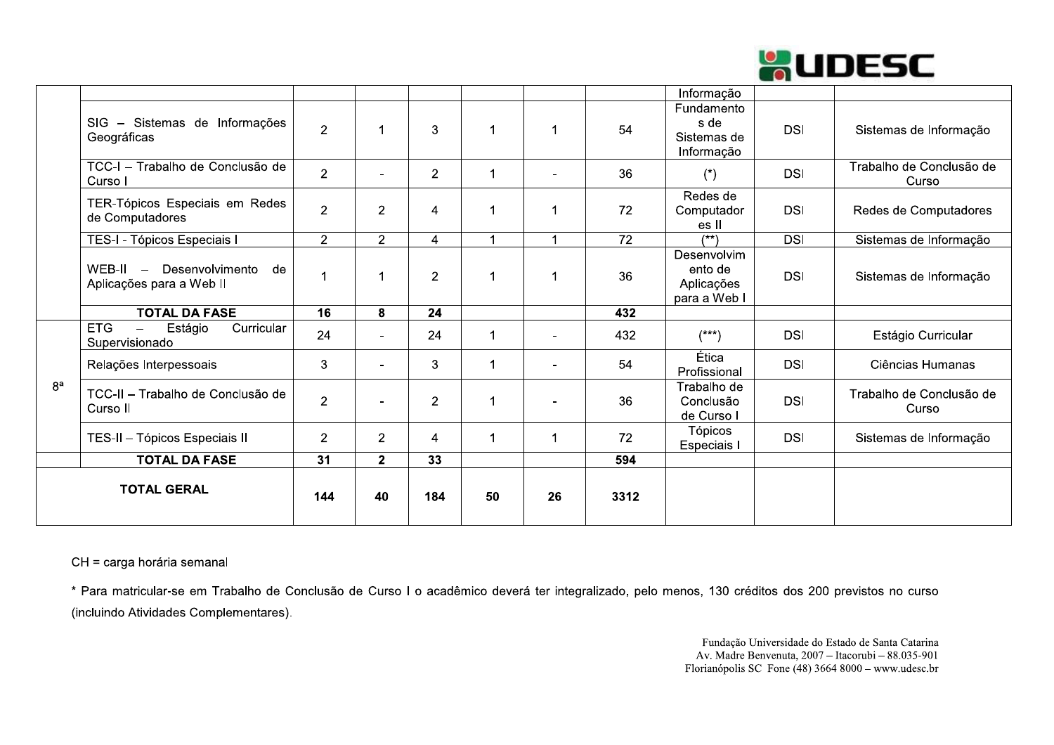| | | | | | | | | | | |
|---|---|---|---|---|---|---|---|---|---|---|
| | | | | | | | | Informação | | |
| | SIG – Sistemas de Informações Geográficas | 2 | 1 | 3 | 1 | 1 | 54 | Fundamentos de Sistemas de Informação | DSI | Sistemas de Informação |
| | TCC-I – Trabalho de Conclusão de Curso I | 2 | - | 2 | 1 | - | 36 | (*) | DSI | Trabalho de Conclusão de Curso |
| | TER-Tópicos Especiais em Redes de Computadores | 2 | 2 | 4 | 1 | 1 | 72 | Redes de Computadores II | DSI | Redes de Computadores |
| | TES-I - Tópicos Especiais I | 2 | 2 | 4 | 1 | 1 | 72 | (**) | DSI | Sistemas de Informação |
| | WEB-II – Desenvolvimento de Aplicações para a Web II | 1 | 1 | 2 | 1 | 1 | 36 | Desenvolvimento de Aplicações para a Web I | DSI | Sistemas de Informação |
| | **TOTAL DA FASE** | **16** | **8** | **24** | | | **432** | | | |
| 8ª | ETG – Estágio Curricular Supervisionado | 24 | - | 24 | 1 | - | 432 | (***) | DSI | Estágio Curricular |
| | Relações Interpessoais | 3 | - | 3 | 1 | - | 54 | Ética Profissional | DSI | Ciências Humanas |
| | TCC-II – Trabalho de Conclusão de Curso II | 2 | - | 2 | 1 | - | 36 | Trabalho de Conclusão de Curso I | DSI | Trabalho de Conclusão de Curso |
| | TES-II – Tópicos Especiais II | 2 | 2 | 4 | 1 | 1 | 72 | Tópicos Especiais I | DSI | Sistemas de Informação |
| | **TOTAL DA FASE** | **31** | **2** | **33** | | | **594** | | | |
| **TOTAL GERAL** | | **144** | **40** | **184** | **50** | **26** | **3312** | | | |

CH = carga horária semanal

* Para matricular-se em Trabalho de Conclusão de Curso I o acadêmico deverá ter integralizado, pelo menos, 130 créditos dos 200 previstos no curso (incluindo Atividades Complementares).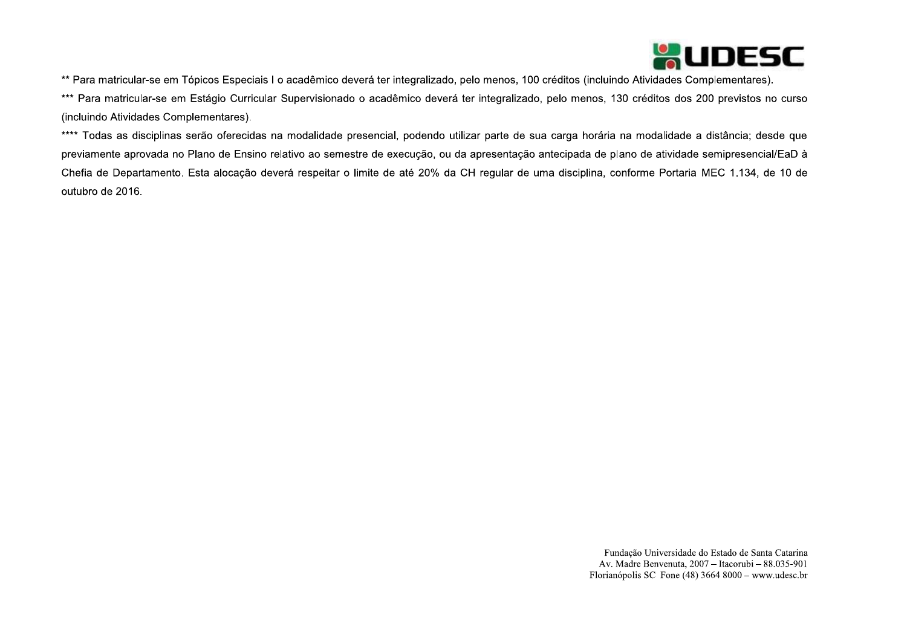** Para matricular-se em Tópicos Especiais I o acadêmico deverá ter integralizado, pelo menos, 100 créditos (incluindo Atividades Complementares).

*** Para matricular-se em Estágio Curricular Supervisionado o acadêmico deverá ter integralizado, pelo menos, 130 créditos dos 200 previstos no curso (incluindo Atividades Complementares).

**** Todas as disciplinas serão oferecidas na modalidade presencial, podendo utilizar parte de sua carga horária na modalidade a distância; desde que previamente aprovada no Plano de Ensino relativo ao semestre de execução, ou da apresentação antecipada de plano de atividade semipresencial/EaD à Chefia de Departamento. Esta alocação deverá respeitar o limite de até 20% da CH regular de uma disciplina, conforme Portaria MEC 1.134, de 10 de outubro de 2016.